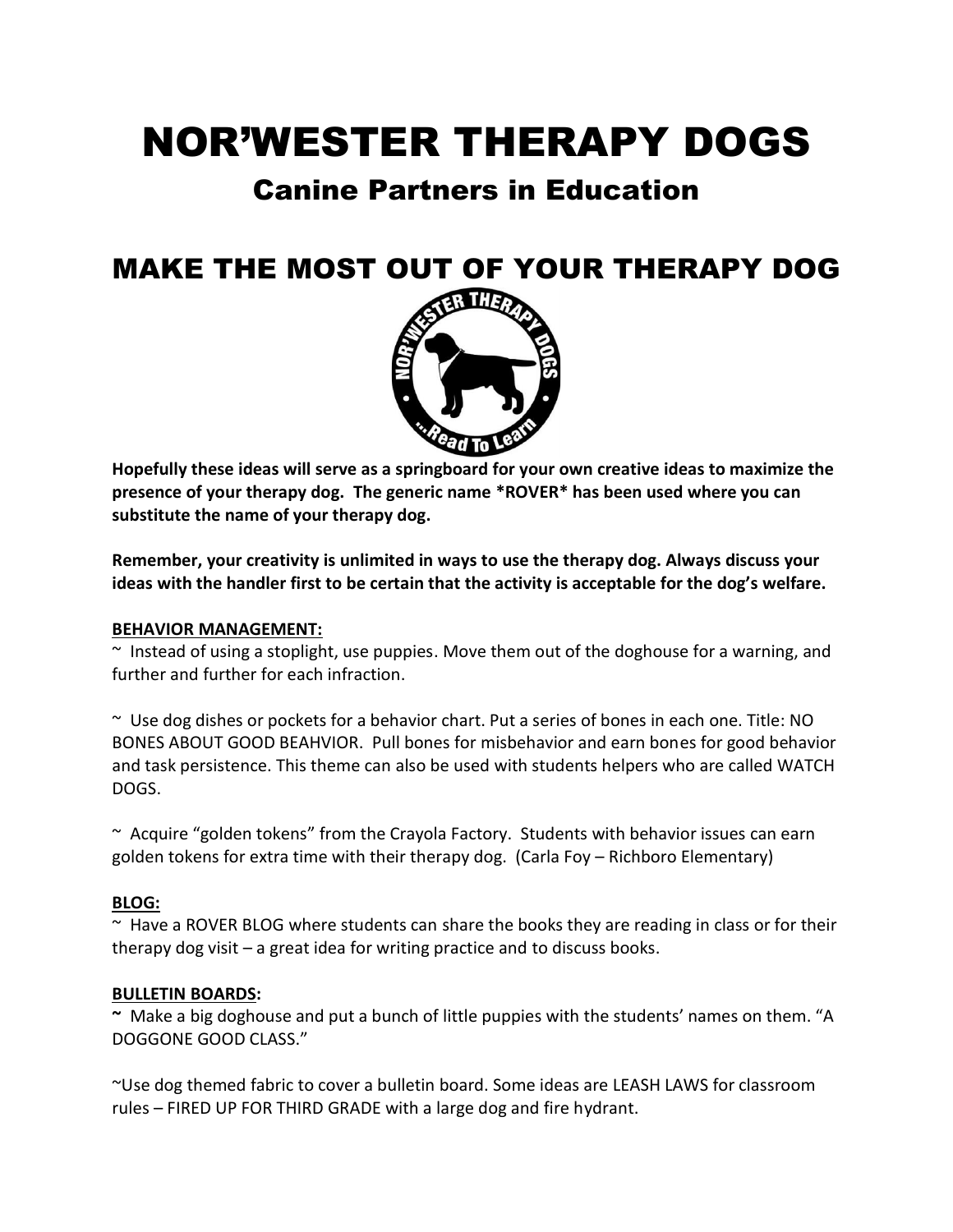# NOR'WESTER THERAPY DOGS

## Canine Partners in Education

## MAKE THE MOST OUT OF YOUR THERAPY DOG

**Hopefully these ideas will serve as a springboard for your own creative ideas to maximize the presence of your therapy dog. The generic name *ROVER* has been used where you can substitute the name of your therapy dog.**

**Remember, your creativity is unlimited in ways to use the therapy dog. Always discuss your ideas with the handler first to be certain that the activity is acceptable for the dog's welfare.**

**BEHAVIOR MANAGEMENT:**

~ Instead of using a stoplight, use puppies. Move them out of the doghouse for a warning, and further and further for each infraction.

~ Use dog dishes or pockets for a behavior chart. Put a series of bones in each one. Title: NO BONES ABOUT GOOD BEAHVIOR. Pull bones for misbehavior and earn bones for good behavior and task persistence. This theme can also be used with students helpers who are called WATCH DOGS.

~ Acquire "golden tokens" from the Crayola Factory. Students with behavior issues can earn golden tokens for extra time with their therapy dog. (Carla Foy – Richboro Elementary)

**BLOG:**

~ Have a ROVER BLOG where students can share the books they are reading in class or for their therapy dog visit – a great idea for writing practice and to discuss books.

**BULLETIN BOARDS:**

~ Make a big doghouse and put a bunch of little puppies with the students' names on them. "A DOGGONE GOOD CLASS."

~Use dog themed fabric to cover a bulletin board. Some ideas are LEASH LAWS for classroom rules – FIRED UP FOR THIRD GRADE with a large dog and fire hydrant.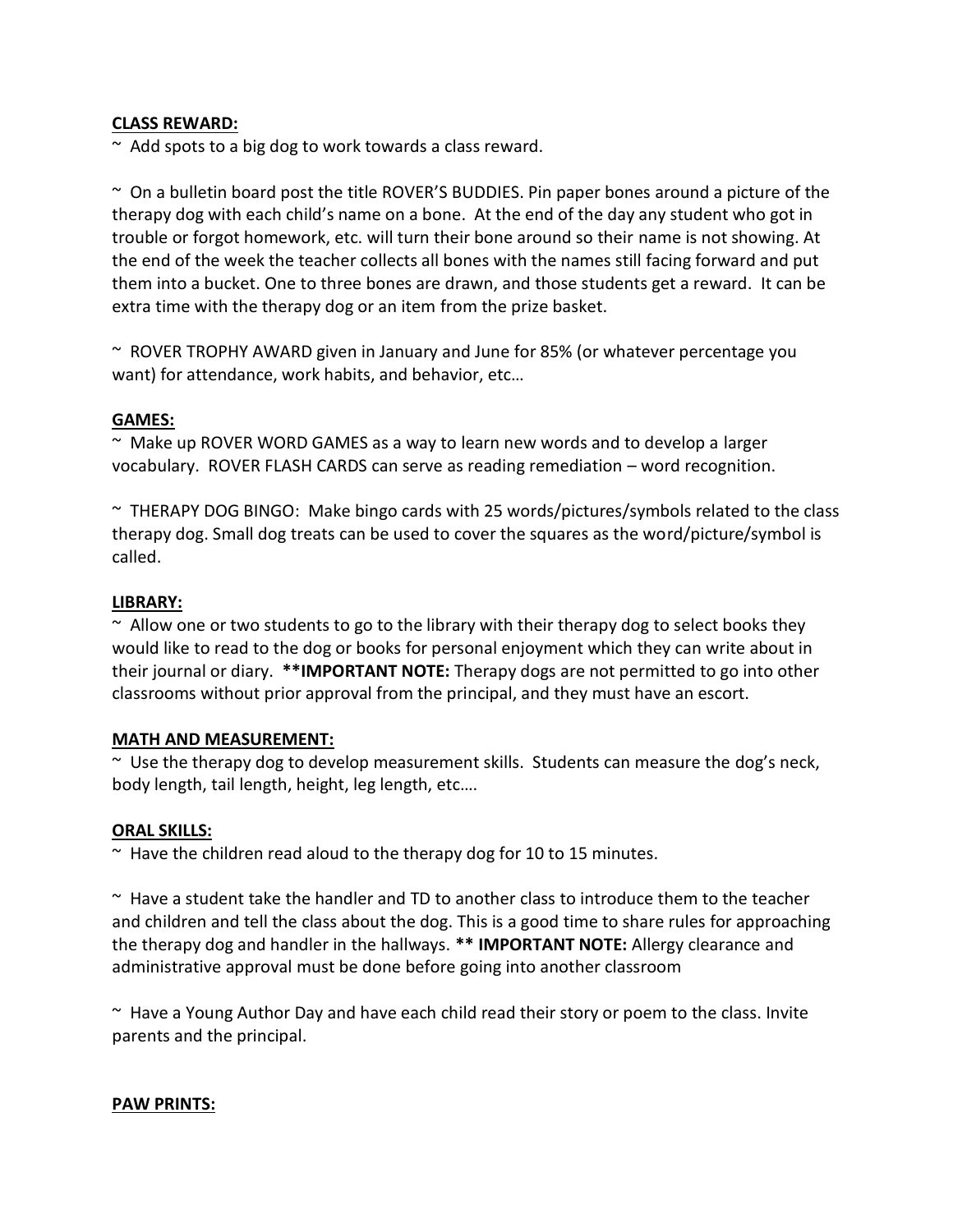**CLASS REWARD:**

~ Add spots to a big dog to work towards a class reward.

~ On a bulletin board post the title ROVER'S BUDDIES. Pin paper bones around a picture of the therapy dog with each child's name on a bone. At the end of the day any student who got in trouble or forgot homework, etc. will turn their bone around so their name is not showing. At the end of the week the teacher collects all bones with the names still facing forward and put them into a bucket. One to three bones are drawn, and those students get a reward. It can be extra time with the therapy dog or an item from the prize basket.

~ ROVER TROPHY AWARD given in January and June for 85% (or whatever percentage you want) for attendance, work habits, and behavior, etc…

**GAMES:**

~ Make up ROVER WORD GAMES as a way to learn new words and to develop a larger vocabulary. ROVER FLASH CARDS can serve as reading remediation – word recognition.

~ THERAPY DOG BINGO: Make bingo cards with 25 words/pictures/symbols related to the class therapy dog. Small dog treats can be used to cover the squares as the word/picture/symbol is called.

**LIBRARY:**

~ Allow one or two students to go to the library with their therapy dog to select books they would like to read to the dog or books for personal enjoyment which they can write about in their journal or diary. ****IMPORTANT NOTE:** Therapy dogs are not permitted to go into other classrooms without prior approval from the principal, and they must have an escort.

**MATH AND MEASUREMENT:**

~ Use the therapy dog to develop measurement skills. Students can measure the dog's neck, body length, tail length, height, leg length, etc….

**ORAL SKILLS:**

~ Have the children read aloud to the therapy dog for 10 to 15 minutes.

~ Have a student take the handler and TD to another class to introduce them to the teacher and children and tell the class about the dog. This is a good time to share rules for approaching the therapy dog and handler in the hallways. **** IMPORTANT NOTE:** Allergy clearance and administrative approval must be done before going into another classroom

~ Have a Young Author Day and have each child read their story or poem to the class. Invite parents and the principal.

**PAW PRINTS:**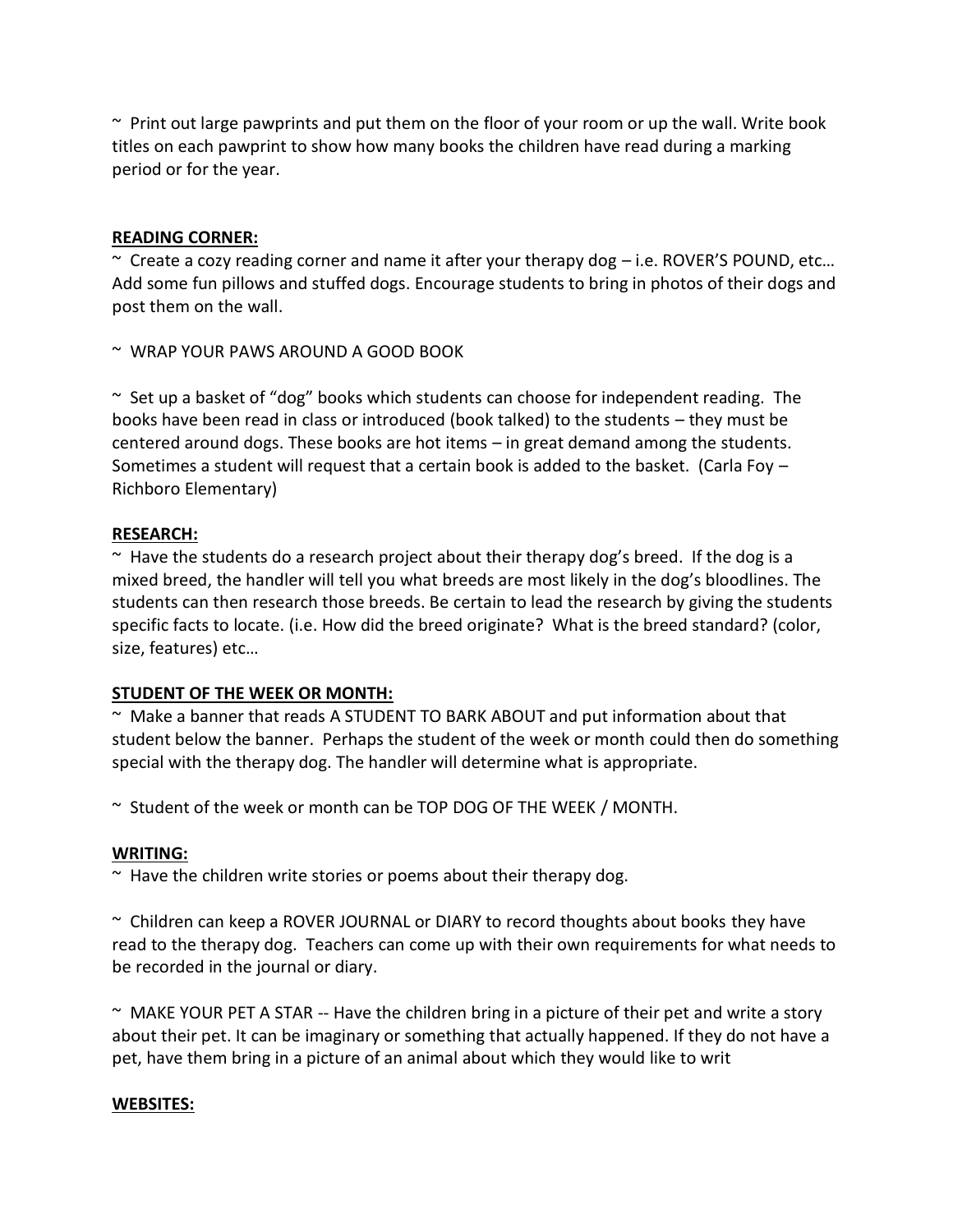~ Print out large pawprints and put them on the floor of your room or up the wall. Write book titles on each pawprint to show how many books the children have read during a marking period or for the year.

**READING CORNER:**

~ Create a cozy reading corner and name it after your therapy dog – i.e. ROVER'S POUND, etc… Add some fun pillows and stuffed dogs. Encourage students to bring in photos of their dogs and post them on the wall.

~ WRAP YOUR PAWS AROUND A GOOD BOOK

~ Set up a basket of "dog" books which students can choose for independent reading. The books have been read in class or introduced (book talked) to the students – they must be centered around dogs. These books are hot items – in great demand among the students. Sometimes a student will request that a certain book is added to the basket. (Carla Foy – Richboro Elementary)

**RESEARCH:**

~ Have the students do a research project about their therapy dog's breed. If the dog is a mixed breed, the handler will tell you what breeds are most likely in the dog's bloodlines. The students can then research those breeds. Be certain to lead the research by giving the students specific facts to locate. (i.e. How did the breed originate? What is the breed standard? (color, size, features) etc…

**STUDENT OF THE WEEK OR MONTH:**

~ Make a banner that reads A STUDENT TO BARK ABOUT and put information about that student below the banner. Perhaps the student of the week or month could then do something special with the therapy dog. The handler will determine what is appropriate.

~ Student of the week or month can be TOP DOG OF THE WEEK / MONTH.

**WRITING:**

~ Have the children write stories or poems about their therapy dog.

~ Children can keep a ROVER JOURNAL or DIARY to record thoughts about books they have read to the therapy dog. Teachers can come up with their own requirements for what needs to be recorded in the journal or diary.

~ MAKE YOUR PET A STAR -- Have the children bring in a picture of their pet and write a story about their pet. It can be imaginary or something that actually happened. If they do not have a pet, have them bring in a picture of an animal about which they would like to writ

**WEBSITES:**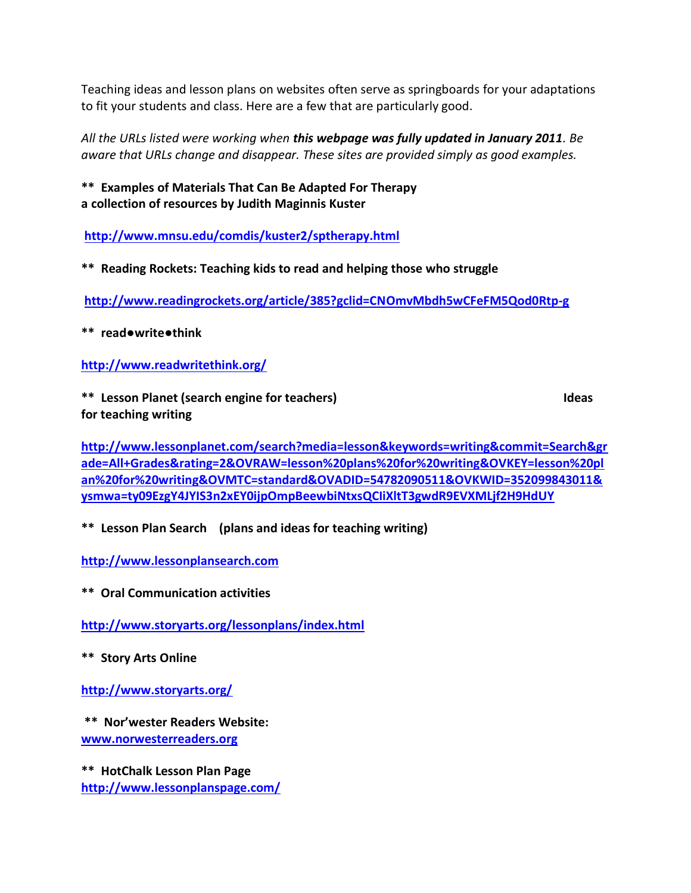Teaching ideas and lesson plans on websites often serve as springboards for your adaptations to fit your students and class. Here are a few that are particularly good.

*All the URLs listed were working when* ***this webpage was fully updated in January 2011****. Be aware that URLs change and disappear. These sites are provided simply as good examples.*

**** Examples of Materials That Can Be Adapted For Therapy**
**a collection of resources by Judith Maginnis Kuster**

[http://www.mnsu.edu/comdis/kuster2/sptherapy.html](http://www.mnsu.edu/comdis/kuster2/sptherapy.html)

**** Reading Rockets: Teaching kids to read and helping those who struggle**

[http://www.readingrockets.org/article/385?gclid=CNOmvMbdh5wCFeFM5Qod0Rtp-g](http://www.readingrockets.org/article/385?gclid=CNOmvMbdh5wCFeFM5Qod0Rtp-g)

**** read●write●think**

[http://www.readwritethink.org/](http://www.readwritethink.org/)

**** Lesson Planet (search engine for teachers) Ideas for teaching writing**

[http://www.lessonplanet.com/search?media=lesson&keywords=writing&commit=Search&grade=All+Grades&rating=2&OVRAW=lesson%20plans%20for%20writing&OVKEY=lesson%20plan%20for%20writing&OVMTC=standard&OVADID=54782090511&OVKWID=352099843011&ysmwa=ty09EzgY4JYIS3n2xEY0ijpOmpBeewbiNtxsQCIiXltT3gwdR9EVXMLjf2H9HdUY](http://www.lessonplanet.com/search?media=lesson&keywords=writing&commit=Search&grade=All+Grades&rating=2&OVRAW=lesson%20plans%20for%20writing&OVKEY=lesson%20plan%20for%20writing&OVMTC=standard&OVADID=54782090511&OVKWID=352099843011&ysmwa=ty09EzgY4JYIS3n2xEY0ijpOmpBeewbiNtxsQCIiXltT3gwdR9EVXMLjf2H9HdUY)

**** Lesson Plan Search (plans and ideas for teaching writing)**

[http://www.lessonplansearch.com](http://www.lessonplansearch.com)

**** Oral Communication activities**

[http://www.storyarts.org/lessonplans/index.html](http://www.storyarts.org/lessonplans/index.html)

**** Story Arts Online**

[http://www.storyarts.org/](http://www.storyarts.org/)

**** Nor'wester Readers Website:**
[www.norwesterreaders.org](http://www.norwesterreaders.org)

**** HotChalk Lesson Plan Page**
[http://www.lessonplanspage.com/](http://www.lessonplanspage.com/)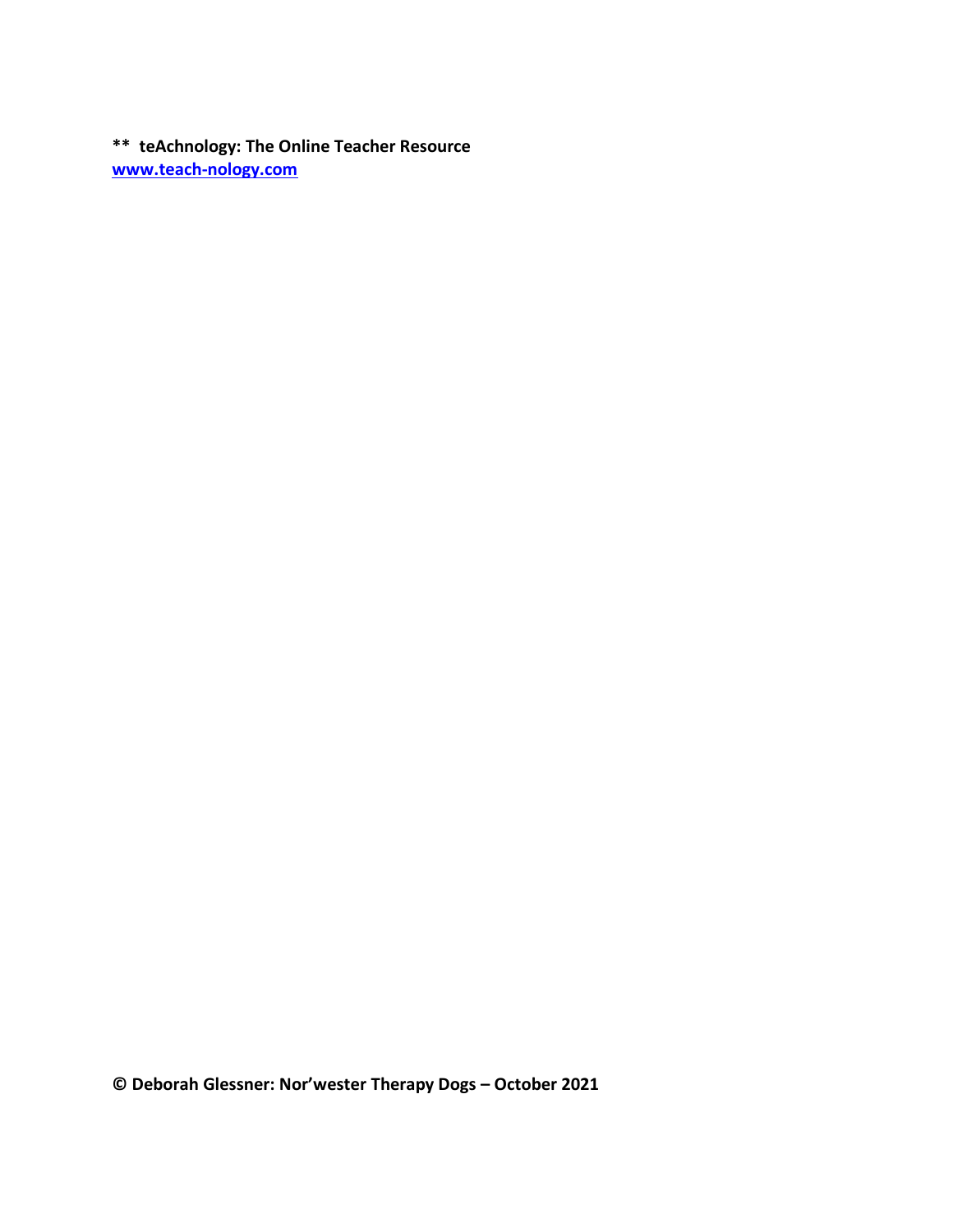**** teAchnology: The Online Teacher Resource**
**[www.teach-nology.com](http://www.teach-nology.com)**

**© Deborah Glessner: Nor'wester Therapy Dogs – October 2021**